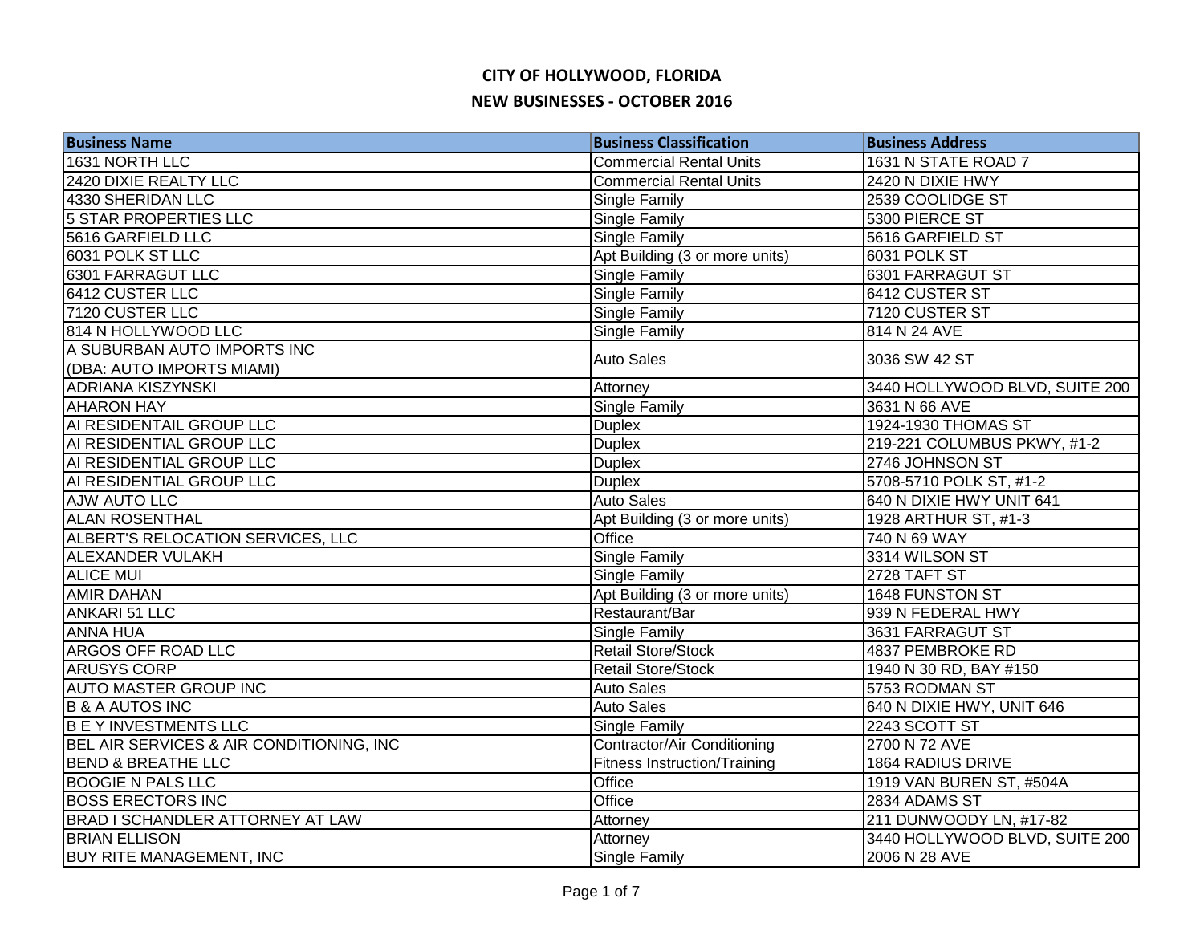# CITY OF HOLLYWOOD, FLORIDA

## NEW BUSINESSES - OCTOBER 2016

| Business Name | Business Classification | Business Address |
|---|---|---|
| 1631 NORTH LLC | Commercial Rental Units | 1631 N STATE ROAD 7 |
| 2420 DIXIE REALTY LLC | Commercial Rental Units | 2420 N DIXIE HWY |
| 4330 SHERIDAN LLC | Single Family | 2539 COOLIDGE ST |
| 5 STAR PROPERTIES LLC | Single Family | 5300 PIERCE ST |
| 5616 GARFIELD LLC | Single Family | 5616 GARFIELD ST |
| 6031 POLK ST LLC | Apt Building (3 or more units) | 6031 POLK ST |
| 6301 FARRAGUT LLC | Single Family | 6301 FARRAGUT ST |
| 6412 CUSTER LLC | Single Family | 6412 CUSTER ST |
| 7120 CUSTER LLC | Single Family | 7120 CUSTER ST |
| 814 N HOLLYWOOD LLC | Single Family | 814 N 24 AVE |
| A SUBURBAN AUTO IMPORTS INC (DBA: AUTO IMPORTS MIAMI) | Auto Sales | 3036 SW 42 ST |
| ADRIANA KISZYNSKI | Attorney | 3440 HOLLYWOOD BLVD, SUITE 200 |
| AHARON HAY | Single Family | 3631 N 66 AVE |
| AI RESIDENTAIL GROUP LLC | Duplex | 1924-1930 THOMAS ST |
| AI RESIDENTIAL GROUP LLC | Duplex | 219-221 COLUMBUS PKWY, #1-2 |
| AI RESIDENTIAL GROUP LLC | Duplex | 2746 JOHNSON ST |
| AI RESIDENTIAL GROUP LLC | Duplex | 5708-5710 POLK ST, #1-2 |
| AJW AUTO LLC | Auto Sales | 640 N DIXIE HWY UNIT 641 |
| ALAN ROSENTHAL | Apt Building (3 or more units) | 1928 ARTHUR ST, #1-3 |
| ALBERT'S RELOCATION SERVICES, LLC | Office | 740 N 69 WAY |
| ALEXANDER VULAKH | Single Family | 3314 WILSON ST |
| ALICE MUI | Single Family | 2728 TAFT ST |
| AMIR DAHAN | Apt Building (3 or more units) | 1648 FUNSTON ST |
| ANKARI 51 LLC | Restaurant/Bar | 939 N FEDERAL HWY |
| ANNA HUA | Single Family | 3631 FARRAGUT ST |
| ARGOS OFF ROAD LLC | Retail Store/Stock | 4837 PEMBROKE RD |
| ARUSYS CORP | Retail Store/Stock | 1940 N 30 RD, BAY #150 |
| AUTO MASTER GROUP INC | Auto Sales | 5753 RODMAN ST |
| B & A AUTOS INC | Auto Sales | 640 N DIXIE HWY, UNIT 646 |
| B E Y INVESTMENTS LLC | Single Family | 2243 SCOTT ST |
| BEL AIR SERVICES & AIR CONDITIONING, INC | Contractor/Air Conditioning | 2700 N 72 AVE |
| BEND & BREATHE LLC | Fitness Instruction/Training | 1864 RADIUS DRIVE |
| BOOGIE N PALS LLC | Office | 1919 VAN BUREN ST, #504A |
| BOSS ERECTORS INC | Office | 2834 ADAMS ST |
| BRAD I SCHANDLER ATTORNEY AT LAW | Attorney | 211 DUNWOODY LN, #17-82 |
| BRIAN ELLISON | Attorney | 3440 HOLLYWOOD BLVD, SUITE 200 |
| BUY RITE MANAGEMENT, INC | Single Family | 2006 N 28 AVE |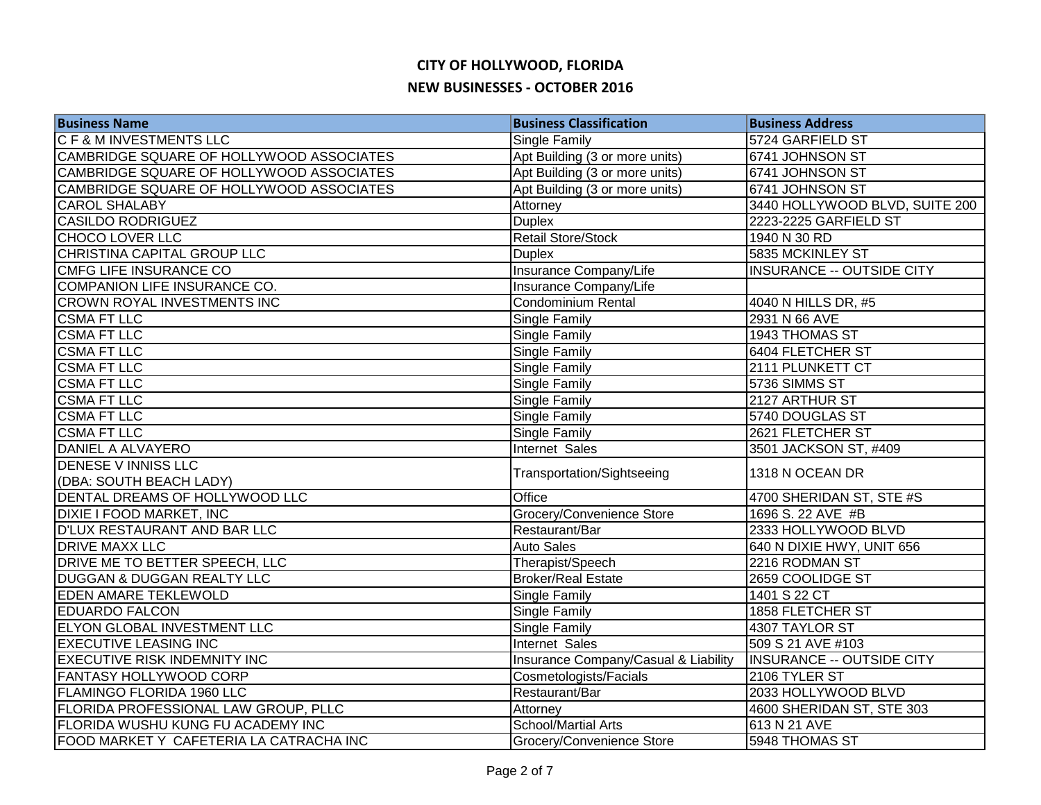# CITY OF HOLLYWOOD, FLORIDA

## NEW BUSINESSES - OCTOBER 2016

| Business Name | Business Classification | Business Address |
|---|---|---|
| C F & M INVESTMENTS LLC | Single Family | 5724 GARFIELD ST |
| CAMBRIDGE SQUARE OF HOLLYWOOD ASSOCIATES | Apt Building (3 or more units) | 6741 JOHNSON ST |
| CAMBRIDGE SQUARE OF HOLLYWOOD ASSOCIATES | Apt Building (3 or more units) | 6741 JOHNSON ST |
| CAMBRIDGE SQUARE OF HOLLYWOOD ASSOCIATES | Apt Building (3 or more units) | 6741 JOHNSON ST |
| CAROL SHALABY | Attorney | 3440 HOLLYWOOD BLVD, SUITE 200 |
| CASILDO RODRIGUEZ | Duplex | 2223-2225 GARFIELD ST |
| CHOCO LOVER LLC | Retail Store/Stock | 1940 N 30 RD |
| CHRISTINA CAPITAL GROUP LLC | Duplex | 5835 MCKINLEY ST |
| CMFG LIFE INSURANCE CO | Insurance Company/Life | INSURANCE -- OUTSIDE CITY |
| COMPANION LIFE INSURANCE CO. | Insurance Company/Life | |
| CROWN ROYAL INVESTMENTS INC | Condominium Rental | 4040 N HILLS DR, #5 |
| CSMA FT LLC | Single Family | 2931 N 66 AVE |
| CSMA FT LLC | Single Family | 1943 THOMAS ST |
| CSMA FT LLC | Single Family | 6404 FLETCHER ST |
| CSMA FT LLC | Single Family | 2111 PLUNKETT CT |
| CSMA FT LLC | Single Family | 5736 SIMMS ST |
| CSMA FT LLC | Single Family | 2127 ARTHUR ST |
| CSMA FT LLC | Single Family | 5740 DOUGLAS ST |
| CSMA FT LLC | Single Family | 2621 FLETCHER ST |
| DANIEL A ALVAYERO | Internet Sales | 3501 JACKSON ST, #409 |
| DENESE V INNISS LLC (DBA: SOUTH BEACH LADY) | Transportation/Sightseeing | 1318 N OCEAN DR |
| DENTAL DREAMS OF HOLLYWOOD LLC | Office | 4700 SHERIDAN ST, STE #S |
| DIXIE I FOOD MARKET, INC | Grocery/Convenience Store | 1696 S. 22 AVE #B |
| D'LUX RESTAURANT AND BAR LLC | Restaurant/Bar | 2333 HOLLYWOOD BLVD |
| DRIVE MAXX LLC | Auto Sales | 640 N DIXIE HWY, UNIT 656 |
| DRIVE ME TO BETTER SPEECH, LLC | Therapist/Speech | 2216 RODMAN ST |
| DUGGAN & DUGGAN REALTY LLC | Broker/Real Estate | 2659 COOLIDGE ST |
| EDEN AMARE TEKLEWOLD | Single Family | 1401 S 22 CT |
| EDUARDO FALCON | Single Family | 1858 FLETCHER ST |
| ELYON GLOBAL INVESTMENT LLC | Single Family | 4307 TAYLOR ST |
| EXECUTIVE LEASING INC | Internet Sales | 509 S 21 AVE #103 |
| EXECUTIVE RISK INDEMNITY INC | Insurance Company/Casual & Liability | INSURANCE -- OUTSIDE CITY |
| FANTASY HOLLYWOOD CORP | Cosmetologists/Facials | 2106 TYLER ST |
| FLAMINGO FLORIDA 1960 LLC | Restaurant/Bar | 2033 HOLLYWOOD BLVD |
| FLORIDA PROFESSIONAL LAW GROUP, PLLC | Attorney | 4600 SHERIDAN ST, STE 303 |
| FLORIDA WUSHU KUNG FU ACADEMY INC | School/Martial Arts | 613 N 21 AVE |
| FOOD MARKET Y CAFETERIA LA CATRACHA INC | Grocery/Convenience Store | 5948 THOMAS ST |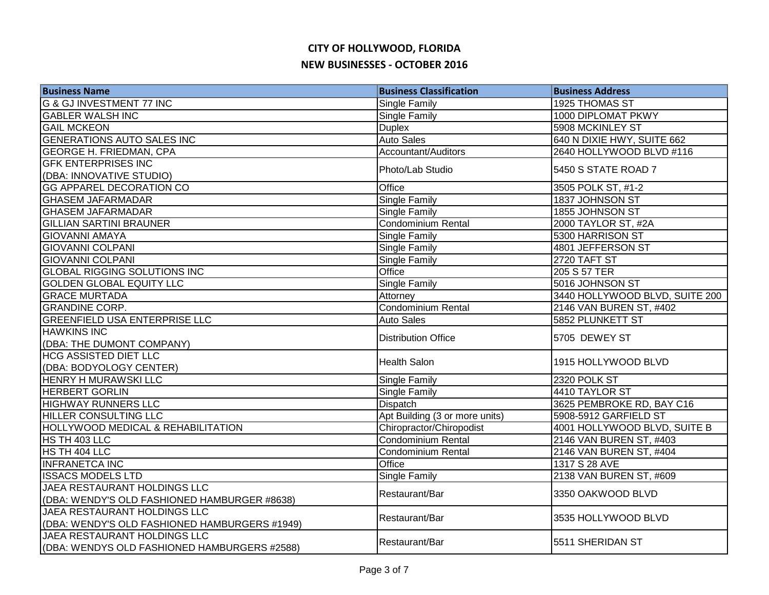# CITY OF HOLLYWOOD, FLORIDA

## NEW BUSINESSES - OCTOBER 2016

| Business Name | Business Classification | Business Address |
|---|---|---|
| G & GJ INVESTMENT 77 INC | Single Family | 1925 THOMAS ST |
| GABLER WALSH INC | Single Family | 1000 DIPLOMAT PKWY |
| GAIL MCKEON | Duplex | 5908 MCKINLEY ST |
| GENERATIONS AUTO SALES INC | Auto Sales | 640 N DIXIE HWY, SUITE 662 |
| GEORGE H. FRIEDMAN, CPA | Accountant/Auditors | 2640 HOLLYWOOD BLVD #116 |
| GFK ENTERPRISES INC (DBA: INNOVATIVE STUDIO) | Photo/Lab Studio | 5450 S STATE ROAD 7 |
| GG APPAREL DECORATION CO | Office | 3505 POLK ST, #1-2 |
| GHASEM JAFARMADAR | Single Family | 1837 JOHNSON ST |
| GHASEM JAFARMADAR | Single Family | 1855 JOHNSON ST |
| GILLIAN SARTINI BRAUNER | Condominium Rental | 2000 TAYLOR ST, #2A |
| GIOVANNI AMAYA | Single Family | 5300 HARRISON ST |
| GIOVANNI COLPANI | Single Family | 4801 JEFFERSON ST |
| GIOVANNI COLPANI | Single Family | 2720 TAFT ST |
| GLOBAL RIGGING SOLUTIONS INC | Office | 205 S 57 TER |
| GOLDEN GLOBAL EQUITY LLC | Single Family | 5016 JOHNSON ST |
| GRACE MURTADA | Attorney | 3440 HOLLYWOOD BLVD, SUITE 200 |
| GRANDINE CORP. | Condominium Rental | 2146 VAN BUREN ST, #402 |
| GREENFIELD USA ENTERPRISE LLC | Auto Sales | 5852 PLUNKETT ST |
| HAWKINS INC (DBA: THE DUMONT COMPANY) | Distribution Office | 5705 DEWEY ST |
| HCG ASSISTED DIET LLC (DBA: BODYOLOGY CENTER) | Health Salon | 1915 HOLLYWOOD BLVD |
| HENRY H MURAWSKI LLC | Single Family | 2320 POLK ST |
| HERBERT GORLIN | Single Family | 4410 TAYLOR ST |
| HIGHWAY RUNNERS LLC | Dispatch | 3625 PEMBROKE RD, BAY C16 |
| HILLER CONSULTING LLC | Apt Building (3 or more units) | 5908-5912 GARFIELD ST |
| HOLLYWOOD MEDICAL & REHABILITATION | Chiropractor/Chiropodist | 4001 HOLLYWOOD BLVD, SUITE B |
| HS TH 403 LLC | Condominium Rental | 2146 VAN BUREN ST, #403 |
| HS TH 404 LLC | Condominium Rental | 2146 VAN BUREN ST, #404 |
| INFRANETCA INC | Office | 1317 S 28 AVE |
| ISSACS MODELS LTD | Single Family | 2138 VAN BUREN ST, #609 |
| JAEA RESTAURANT HOLDINGS LLC (DBA: WENDY'S OLD FASHIONED HAMBURGER #8638) | Restaurant/Bar | 3350 OAKWOOD BLVD |
| JAEA RESTAURANT HOLDINGS LLC (DBA: WENDY'S OLD FASHIONED HAMBURGERS #1949) | Restaurant/Bar | 3535 HOLLYWOOD BLVD |
| JAEA RESTAURANT HOLDINGS LLC (DBA: WENDYS OLD FASHIONED HAMBURGERS #2588) | Restaurant/Bar | 5511 SHERIDAN ST |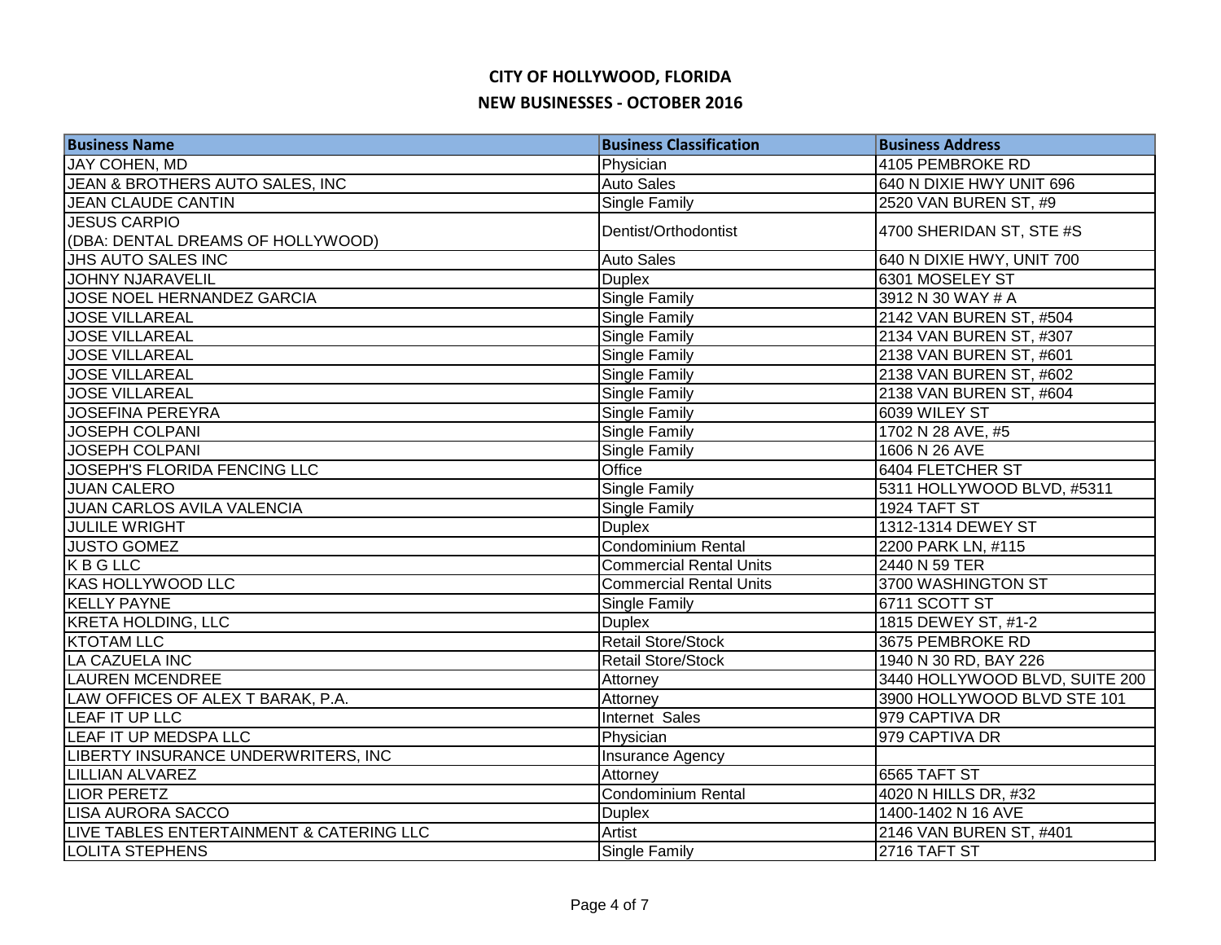# CITY OF HOLLYWOOD, FLORIDA

## NEW BUSINESSES - OCTOBER 2016

| Business Name | Business Classification | Business Address |
|---|---|---|
| JAY COHEN, MD | Physician | 4105 PEMBROKE RD |
| JEAN & BROTHERS AUTO SALES, INC | Auto Sales | 640 N DIXIE HWY UNIT 696 |
| JEAN CLAUDE CANTIN | Single Family | 2520 VAN BUREN ST, #9 |
| JESUS CARPIO (DBA: DENTAL DREAMS OF HOLLYWOOD) | Dentist/Orthodontist | 4700 SHERIDAN ST, STE #S |
| JHS AUTO SALES INC | Auto Sales | 640 N DIXIE HWY, UNIT 700 |
| JOHNY NJARAVELIL | Duplex | 6301 MOSELEY ST |
| JOSE NOEL HERNANDEZ GARCIA | Single Family | 3912 N 30 WAY # A |
| JOSE VILLAREAL | Single Family | 2142 VAN BUREN ST, #504 |
| JOSE VILLAREAL | Single Family | 2134 VAN BUREN ST, #307 |
| JOSE VILLAREAL | Single Family | 2138 VAN BUREN ST, #601 |
| JOSE VILLAREAL | Single Family | 2138 VAN BUREN ST, #602 |
| JOSE VILLAREAL | Single Family | 2138 VAN BUREN ST, #604 |
| JOSEFINA PEREYRA | Single Family | 6039 WILEY ST |
| JOSEPH COLPANI | Single Family | 1702 N 28 AVE, #5 |
| JOSEPH COLPANI | Single Family | 1606 N 26 AVE |
| JOSEPH'S FLORIDA FENCING LLC | Office | 6404 FLETCHER ST |
| JUAN CALERO | Single Family | 5311 HOLLYWOOD BLVD, #5311 |
| JUAN CARLOS AVILA VALENCIA | Single Family | 1924 TAFT ST |
| JULILE WRIGHT | Duplex | 1312-1314 DEWEY ST |
| JUSTO GOMEZ | Condominium Rental | 2200 PARK LN, #115 |
| K B G LLC | Commercial Rental Units | 2440 N 59 TER |
| KAS HOLLYWOOD LLC | Commercial Rental Units | 3700 WASHINGTON ST |
| KELLY PAYNE | Single Family | 6711 SCOTT ST |
| KRETA HOLDING, LLC | Duplex | 1815 DEWEY ST, #1-2 |
| KTOTAM LLC | Retail Store/Stock | 3675 PEMBROKE RD |
| LA CAZUELA INC | Retail Store/Stock | 1940 N 30 RD, BAY 226 |
| LAUREN MCENDREE | Attorney | 3440 HOLLYWOOD BLVD, SUITE 200 |
| LAW OFFICES OF ALEX T BARAK, P.A. | Attorney | 3900 HOLLYWOOD BLVD STE 101 |
| LEAF IT UP LLC | Internet Sales | 979 CAPTIVA DR |
| LEAF IT UP MEDSPA LLC | Physician | 979 CAPTIVA DR |
| LIBERTY INSURANCE UNDERWRITERS, INC | Insurance Agency | |
| LILLIAN ALVAREZ | Attorney | 6565 TAFT ST |
| LIOR PERETZ | Condominium Rental | 4020 N HILLS DR, #32 |
| LISA AURORA SACCO | Duplex | 1400-1402 N 16 AVE |
| LIVE TABLES ENTERTAINMENT & CATERING LLC | Artist | 2146 VAN BUREN ST, #401 |
| LOLITA STEPHENS | Single Family | 2716 TAFT ST |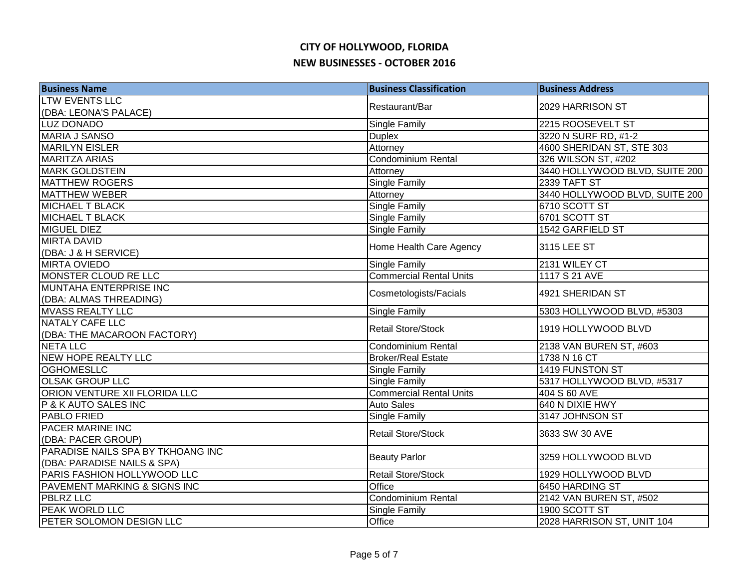# CITY OF HOLLYWOOD, FLORIDA

## NEW BUSINESSES - OCTOBER 2016

| Business Name | Business Classification | Business Address |
|---|---|---|
| LTW EVENTS LLC (DBA: LEONA'S PALACE) | Restaurant/Bar | 2029 HARRISON ST |
| LUZ DONADO | Single Family | 2215 ROOSEVELT ST |
| MARIA J SANSO | Duplex | 3220 N SURF RD, #1-2 |
| MARILYN EISLER | Attorney | 4600 SHERIDAN ST, STE 303 |
| MARITZA ARIAS | Condominium Rental | 326 WILSON ST, #202 |
| MARK GOLDSTEIN | Attorney | 3440 HOLLYWOOD BLVD, SUITE 200 |
| MATTHEW ROGERS | Single Family | 2339 TAFT ST |
| MATTHEW WEBER | Attorney | 3440 HOLLYWOOD BLVD, SUITE 200 |
| MICHAEL T BLACK | Single Family | 6710 SCOTT ST |
| MICHAEL T BLACK | Single Family | 6701 SCOTT ST |
| MIGUEL DIEZ | Single Family | 1542 GARFIELD ST |
| MIRTA DAVID (DBA: J & H SERVICE) | Home Health Care Agency | 3115 LEE ST |
| MIRTA OVIEDO | Single Family | 2131 WILEY CT |
| MONSTER CLOUD RE LLC | Commercial Rental Units | 1117 S 21 AVE |
| MUNTAHA ENTERPRISE INC (DBA: ALMAS THREADING) | Cosmetologists/Facials | 4921 SHERIDAN ST |
| MVASS REALTY LLC | Single Family | 5303 HOLLYWOOD BLVD, #5303 |
| NATALY CAFE LLC (DBA: THE MACAROON FACTORY) | Retail Store/Stock | 1919 HOLLYWOOD BLVD |
| NETA LLC | Condominium Rental | 2138 VAN BUREN ST, #603 |
| NEW HOPE REALTY LLC | Broker/Real Estate | 1738 N 16 CT |
| OGHOMESLLC | Single Family | 1419 FUNSTON ST |
| OLSAK GROUP LLC | Single Family | 5317 HOLLYWOOD BLVD, #5317 |
| ORION VENTURE XII FLORIDA LLC | Commercial Rental Units | 404 S 60 AVE |
| P & K AUTO SALES INC | Auto Sales | 640 N DIXIE HWY |
| PABLO FRIED | Single Family | 3147 JOHNSON ST |
| PACER MARINE INC (DBA: PACER GROUP) | Retail Store/Stock | 3633 SW 30 AVE |
| PARADISE NAILS SPA BY TKHOANG INC (DBA: PARADISE NAILS & SPA) | Beauty Parlor | 3259 HOLLYWOOD BLVD |
| PARIS FASHION HOLLYWOOD LLC | Retail Store/Stock | 1929 HOLLYWOOD BLVD |
| PAVEMENT MARKING & SIGNS INC | Office | 6450 HARDING ST |
| PBLRZ LLC | Condominium Rental | 2142 VAN BUREN ST, #502 |
| PEAK WORLD LLC | Single Family | 1900 SCOTT ST |
| PETER SOLOMON DESIGN LLC | Office | 2028 HARRISON ST, UNIT 104 |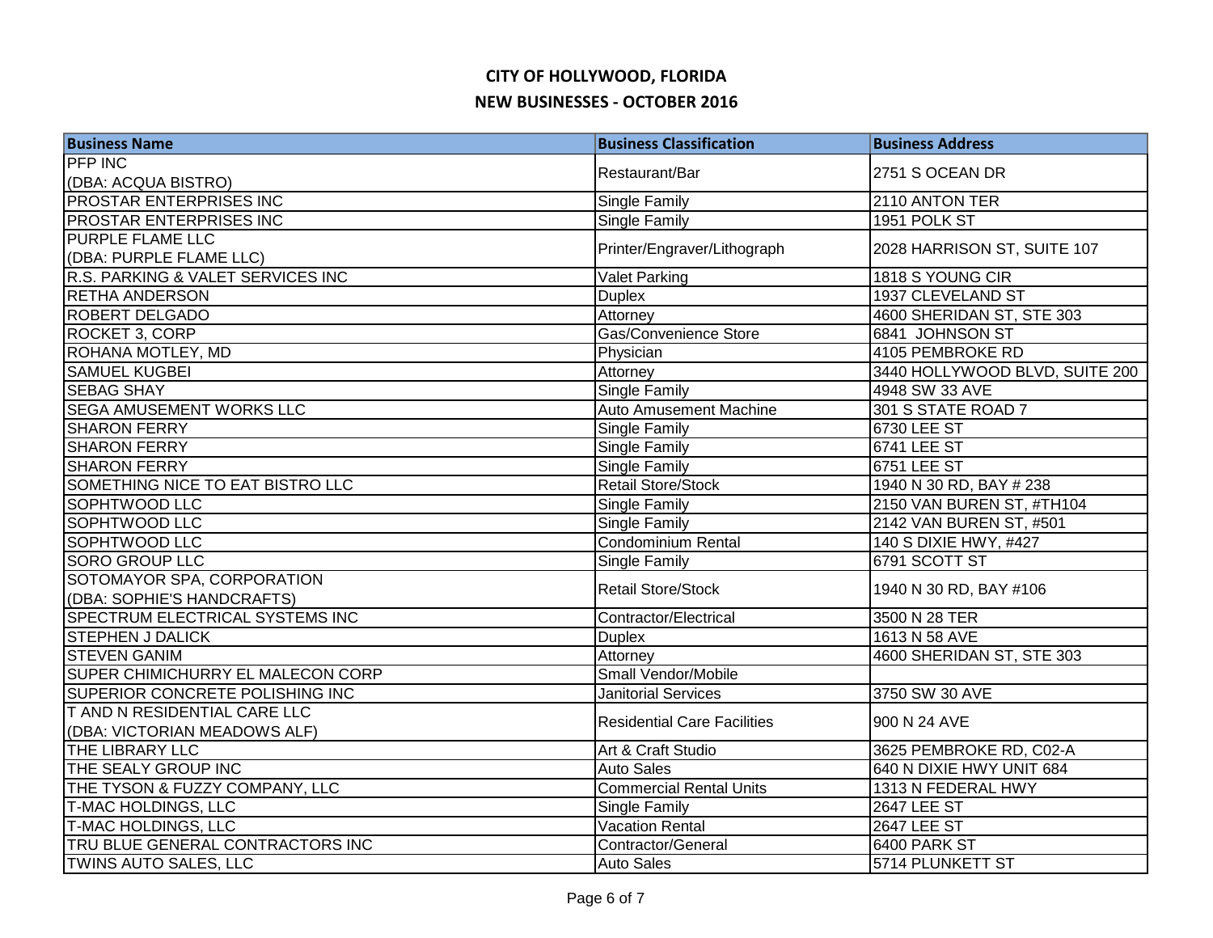# CITY OF HOLLYWOOD, FLORIDA

## NEW BUSINESSES - OCTOBER 2016

| Business Name | Business Classification | Business Address |
|---|---|---|
| PFP INC (DBA: ACQUA BISTRO) | Restaurant/Bar | 2751 S OCEAN DR |
| PROSTAR ENTERPRISES INC | Single Family | 2110 ANTON TER |
| PROSTAR ENTERPRISES INC | Single Family | 1951 POLK ST |
| PURPLE FLAME LLC (DBA: PURPLE FLAME LLC) | Printer/Engraver/Lithograph | 2028 HARRISON ST, SUITE 107 |
| R.S. PARKING & VALET SERVICES INC | Valet Parking | 1818 S YOUNG CIR |
| RETHA ANDERSON | Duplex | 1937 CLEVELAND ST |
| ROBERT DELGADO | Attorney | 4600 SHERIDAN ST, STE 303 |
| ROCKET 3, CORP | Gas/Convenience Store | 6841 JOHNSON ST |
| ROHANA MOTLEY, MD | Physician | 4105 PEMBROKE RD |
| SAMUEL KUGBEI | Attorney | 3440 HOLLYWOOD BLVD, SUITE 200 |
| SEBAG SHAY | Single Family | 4948 SW 33 AVE |
| SEGA AMUSEMENT WORKS LLC | Auto Amusement Machine | 301 S STATE ROAD 7 |
| SHARON FERRY | Single Family | 6730 LEE ST |
| SHARON FERRY | Single Family | 6741 LEE ST |
| SHARON FERRY | Single Family | 6751 LEE ST |
| SOMETHING NICE TO EAT BISTRO LLC | Retail Store/Stock | 1940 N 30 RD, BAY # 238 |
| SOPHTWOOD LLC | Single Family | 2150 VAN BUREN ST, #TH104 |
| SOPHTWOOD LLC | Single Family | 2142 VAN BUREN ST, #501 |
| SOPHTWOOD LLC | Condominium Rental | 140 S DIXIE HWY, #427 |
| SORO GROUP LLC | Single Family | 6791 SCOTT ST |
| SOTOMAYOR SPA, CORPORATION (DBA: SOPHIE'S HANDCRAFTS) | Retail Store/Stock | 1940 N 30 RD, BAY #106 |
| SPECTRUM ELECTRICAL SYSTEMS INC | Contractor/Electrical | 3500 N 28 TER |
| STEPHEN J DALICK | Duplex | 1613 N 58 AVE |
| STEVEN GANIM | Attorney | 4600 SHERIDAN ST, STE 303 |
| SUPER CHIMICHURRY EL MALECON CORP | Small Vendor/Mobile | |
| SUPERIOR CONCRETE POLISHING INC | Janitorial Services | 3750 SW 30 AVE |
| T AND N RESIDENTIAL CARE LLC (DBA: VICTORIAN MEADOWS ALF) | Residential Care Facilities | 900 N 24 AVE |
| THE LIBRARY LLC | Art & Craft Studio | 3625 PEMBROKE RD, C02-A |
| THE SEALY GROUP INC | Auto Sales | 640 N DIXIE HWY UNIT 684 |
| THE TYSON & FUZZY COMPANY, LLC | Commercial Rental Units | 1313 N FEDERAL HWY |
| T-MAC HOLDINGS, LLC | Single Family | 2647 LEE ST |
| T-MAC HOLDINGS, LLC | Vacation Rental | 2647 LEE ST |
| TRU BLUE GENERAL CONTRACTORS INC | Contractor/General | 6400 PARK ST |
| TWINS AUTO SALES, LLC | Auto Sales | 5714 PLUNKETT ST |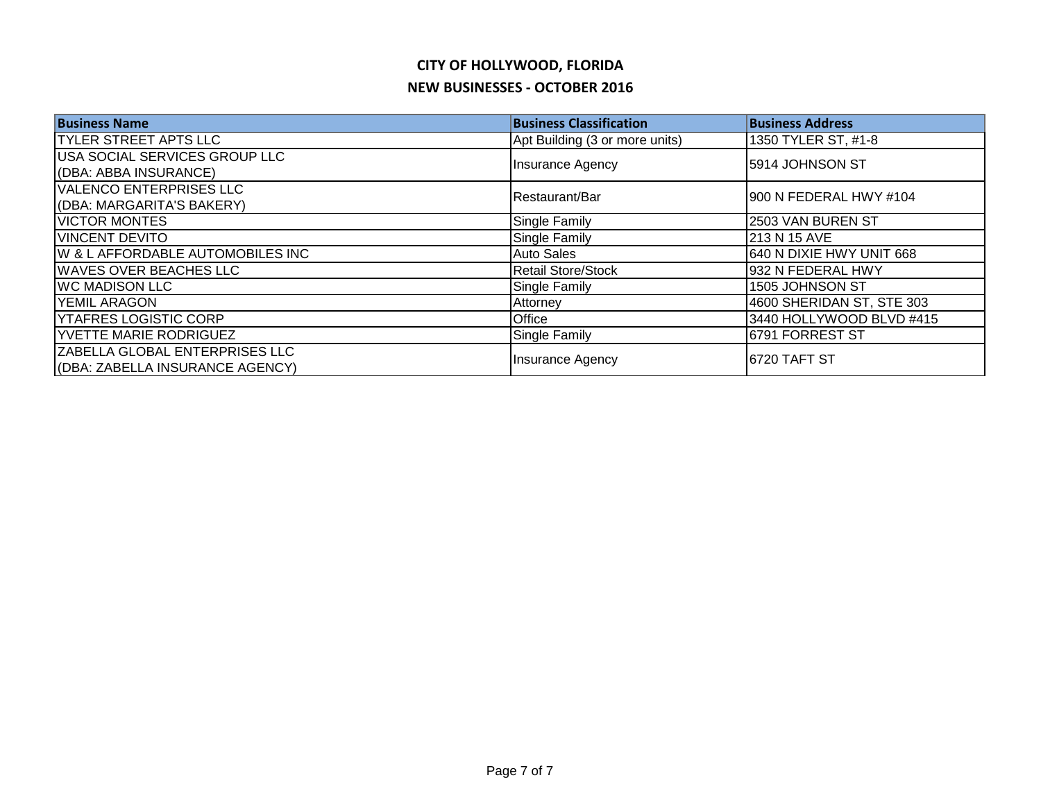# CITY OF HOLLYWOOD, FLORIDA

## NEW BUSINESSES - OCTOBER 2016

| Business Name | Business Classification | Business Address |
|---|---|---|
| TYLER STREET APTS LLC | Apt Building (3 or more units) | 1350 TYLER ST, #1-8 |
| USA SOCIAL SERVICES GROUP LLC (DBA: ABBA INSURANCE) | Insurance Agency | 5914 JOHNSON ST |
| VALENCO ENTERPRISES LLC (DBA: MARGARITA'S BAKERY) | Restaurant/Bar | 900 N FEDERAL HWY #104 |
| VICTOR MONTES | Single Family | 2503 VAN BUREN ST |
| VINCENT DEVITO | Single Family | 213 N 15 AVE |
| W & L AFFORDABLE AUTOMOBILES INC | Auto Sales | 640 N DIXIE HWY UNIT 668 |
| WAVES OVER BEACHES LLC | Retail Store/Stock | 932 N FEDERAL HWY |
| WC MADISON LLC | Single Family | 1505 JOHNSON ST |
| YEMIL ARAGON | Attorney | 4600 SHERIDAN ST, STE 303 |
| YTAFRES LOGISTIC CORP | Office | 3440 HOLLYWOOD BLVD #415 |
| YVETTE MARIE RODRIGUEZ | Single Family | 6791 FORREST ST |
| ZABELLA GLOBAL ENTERPRISES LLC (DBA: ZABELLA INSURANCE AGENCY) | Insurance Agency | 6720 TAFT ST |